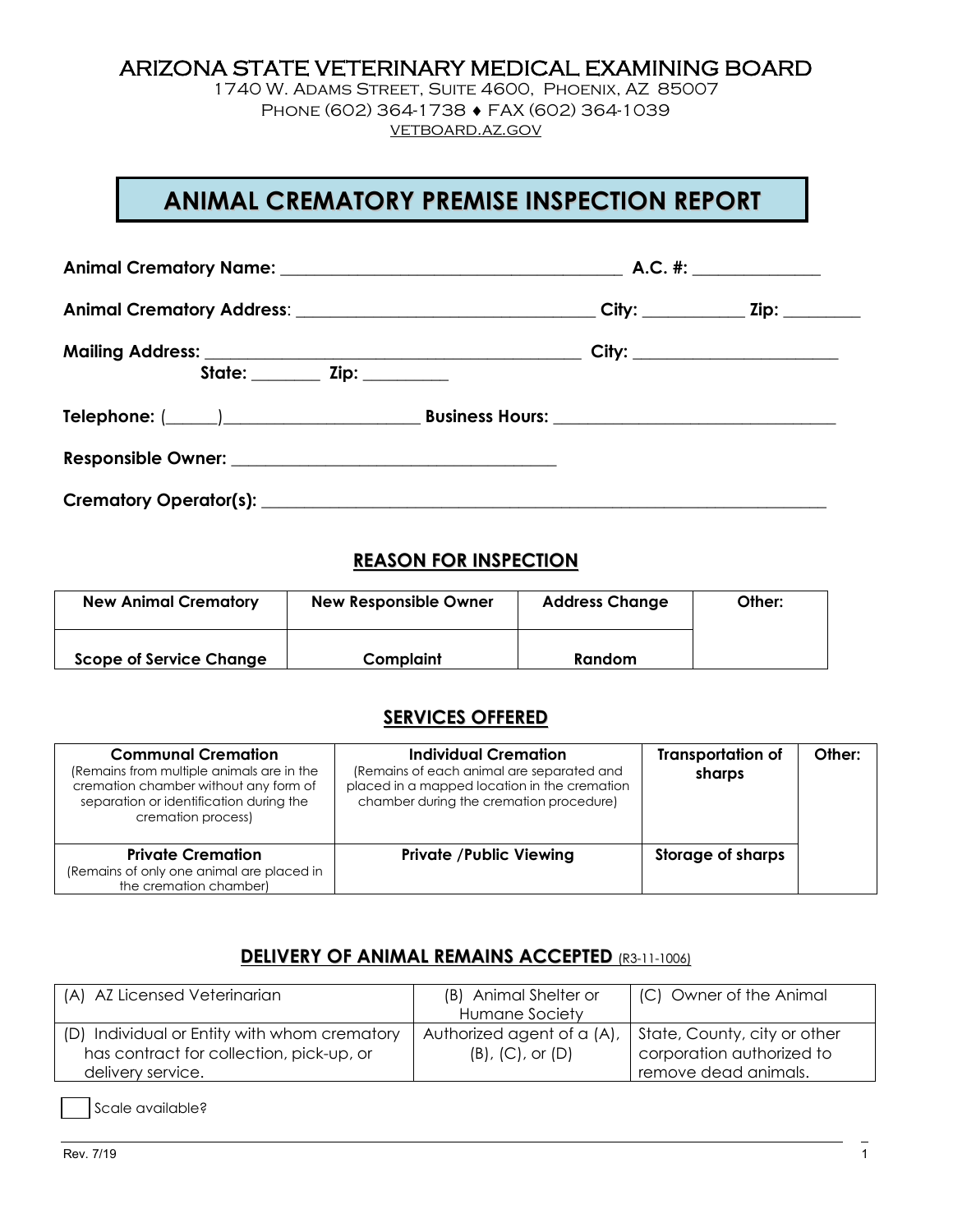# ARIZONA STATE VETERINARY MEDICAL EXAMINING BOARD

1740 W. Adams Street, Suite 4600, Phoenix, AZ 85007
Phone (602) 364-1738 ♦ FAX (602) 364-1039
vetboard.az.gov

## ANIMAL CREMATORY PREMISE INSPECTION REPORT

**Animal Crematory Name:** ______________________________________ **A.C. #:** ______________

**Animal Crematory Address**: ________________________________ **City:** __________ **Zip:** ________

**Mailing Address:** ________________________________________ **City:** _____________________
**State:** ________ **Zip:** _________

**Telephone:** (_____)____________________ **Business Hours:** ______________________________

**Responsible Owner:** ___________________________________

**Crematory Operator(s):** _____________________________________________________________

### REASON FOR INSPECTION

| New Animal Crematory | New Responsible Owner | Address Change | Other: |
|---|---|---|---|
| Scope of Service Change | Complaint | Random | |

### SERVICES OFFERED

| **Communal Cremation** (Remains from multiple animals are in the cremation chamber without any form of separation or identification during the cremation process) | **Individual Cremation** (Remains of each animal are separated and placed in a mapped location in the cremation chamber during the cremation procedure) | **Transportation of sharps** | **Other:** |
|---|---|---|---|
| **Private Cremation** (Remains of only one animal are placed in the cremation chamber) | **Private /Public Viewing** | **Storage of sharps** | |

### DELIVERY OF ANIMAL REMAINS ACCEPTED (R3-11-1006)

| (A) AZ Licensed Veterinarian | (B) Animal Shelter or Humane Society | (C) Owner of the Animal |
|---|---|---|
| (D) Individual or Entity with whom crematory has contract for collection, pick-up, or delivery service. | Authorized agent of a (A), (B), (C), or (D) | State, County, city or other corporation authorized to remove dead animals. |

☐ Scale available?

Rev. 7/19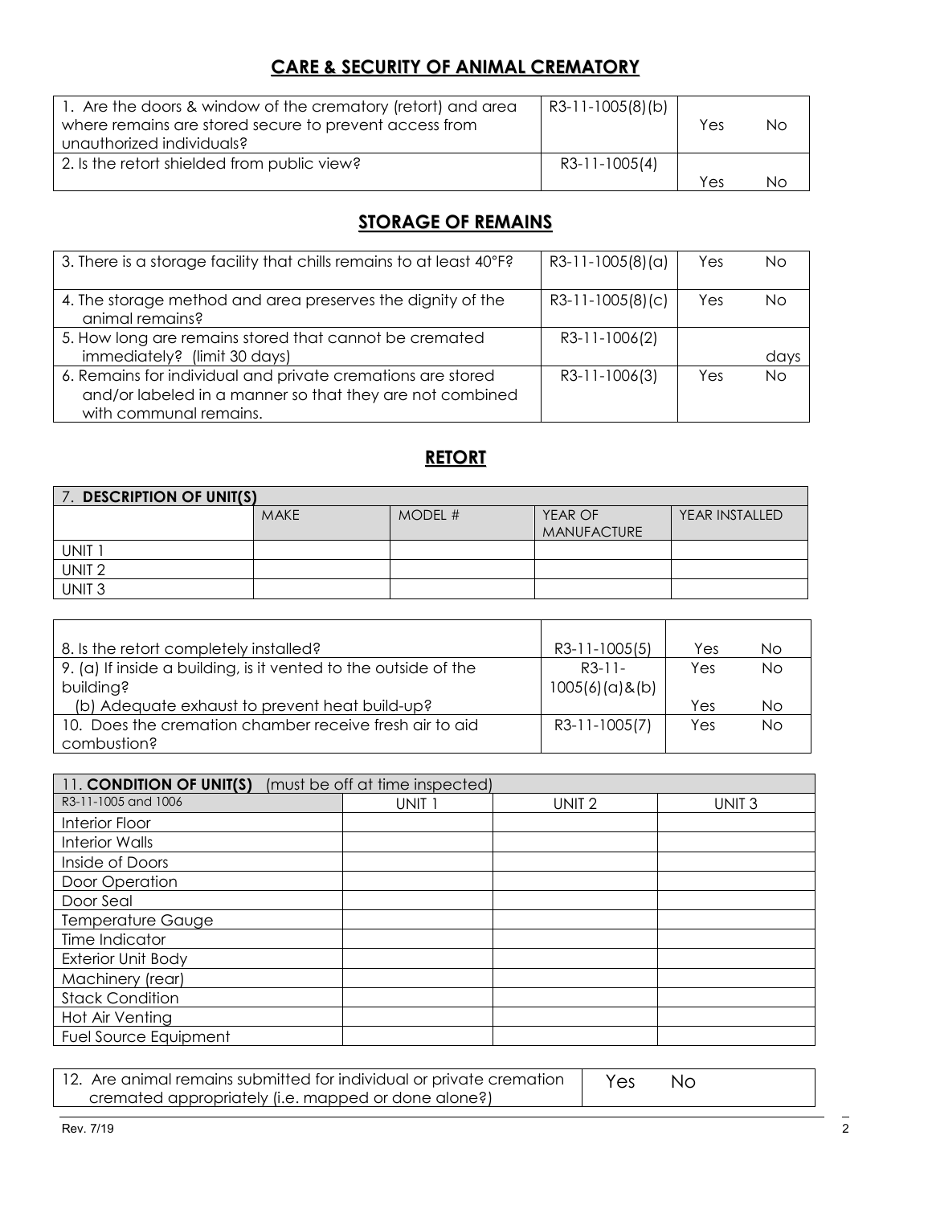## CARE & SECURITY OF ANIMAL CREMATORY

| | | | |
|---|---|---|---|
| 1. Are the doors & window of the crematory (retort) and area where remains are stored secure to prevent access from unauthorized individuals? | R3-11-1005(8)(b) | Yes | No |
| 2. Is the retort shielded from public view? | R3-11-1005(4) | Yes | No |

## STORAGE OF REMAINS

| | | | |
|---|---|---|---|
| 3. There is a storage facility that chills remains to at least 40°F? | R3-11-1005(8)(a) | Yes | No |
| 4. The storage method and area preserves the dignity of the animal remains? | R3-11-1005(8)(c) | Yes | No |
| 5. How long are remains stored that cannot be cremated immediately? (limit 30 days) | R3-11-1006(2) | | days |
| 6. Remains for individual and private cremations are stored and/or labeled in a manner so that they are not combined with communal remains. | R3-11-1006(3) | Yes | No |

## RETORT

| 7. **DESCRIPTION OF UNIT(S)** | | | | |
|---|---|---|---|---|
| | MAKE | MODEL # | YEAR OF MANUFACTURE | YEAR INSTALLED |
| UNIT 1 | | | | |
| UNIT 2 | | | | |
| UNIT 3 | | | | |

| | | | |
|---|---|---|---|
| 8. Is the retort completely installed? | R3-11-1005(5) | Yes | No |
| 9. (a) If inside a building, is it vented to the outside of the building? | R3-11-1005(6)(a)&(b) | Yes | No |
| (b) Adequate exhaust to prevent heat build-up? | | Yes | No |
| 10. Does the cremation chamber receive fresh air to aid combustion? | R3-11-1005(7) | Yes | No |

| 11. **CONDITION OF UNIT(S)** (must be off at time inspected) | | | |
|---|---|---|---|
| R3-11-1005 and 1006 | UNIT 1 | UNIT 2 | UNIT 3 |
| Interior Floor | | | |
| Interior Walls | | | |
| Inside of Doors | | | |
| Door Operation | | | |
| Door Seal | | | |
| Temperature Gauge | | | |
| Time Indicator | | | |
| Exterior Unit Body | | | |
| Machinery (rear) | | | |
| Stack Condition | | | |
| Hot Air Venting | | | |
| Fuel Source Equipment | | | |

| | | |
|---|---|---|
| 12. Are animal remains submitted for individual or private cremation cremated appropriately (i.e. mapped or done alone?) | Yes | No |

Rev. 7/19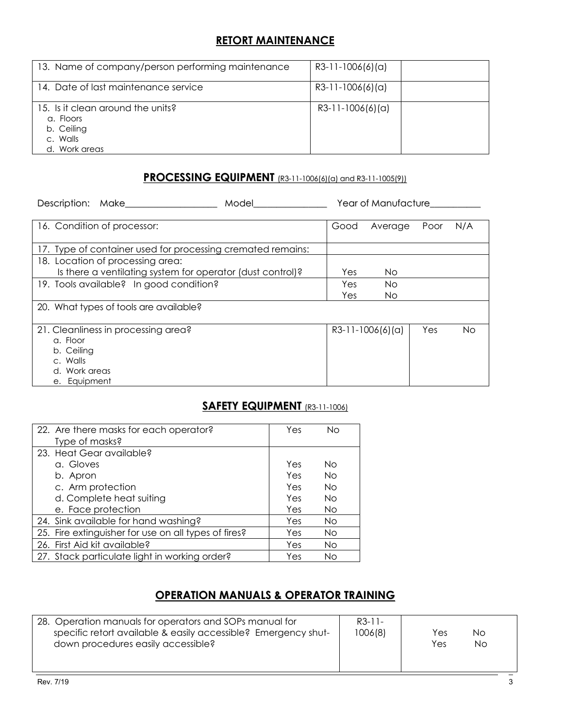## RETORT MAINTENANCE

| | | |
|---|---|---|
| 13. Name of company/person performing maintenance | R3-11-1006(6)(a) | |
| 14. Date of last maintenance service | R3-11-1006(6)(a) | |
| 15. Is it clean around the units?<br>a. Floors<br>b. Ceiling<br>c. Walls<br>d. Work areas | R3-11-1006(6)(a) | |

## PROCESSING EQUIPMENT (R3-11-1006(6)(a) and R3-11-1005(9))

Description: Make___________________ Model_______________ Year of Manufacture__________

| | | | | |
|---|---|---|---|---|
| 16. Condition of processor: | Good | Average | Poor | N/A |
| 17. Type of container used for processing cremated remains: | | | | |
| 18. Location of processing area:<br>Is there a ventilating system for operator (dust control)? | Yes | No | | |
| 19. Tools available? In good condition? | Yes<br>Yes | No<br>No | | |
| 20. What types of tools are available? | | | | |
| 21. Cleanliness in processing area?<br>a. Floor<br>b. Ceiling<br>c. Walls<br>d. Work areas<br>e. Equipment | R3-11-1006(6)(a) | | Yes | No |

## SAFETY EQUIPMENT (R3-11-1006)

| | | |
|---|---|---|
| 22. Are there masks for each operator?<br>Type of masks? | Yes | No |
| 23. Heat Gear available? | | |
| a. Gloves | Yes | No |
| b. Apron | Yes | No |
| c. Arm protection | Yes | No |
| d. Complete heat suiting | Yes | No |
| e. Face protection | Yes | No |
| 24. Sink available for hand washing? | Yes | No |
| 25. Fire extinguisher for use on all types of fires? | Yes | No |
| 26. First Aid kit available? | Yes | No |
| 27. Stack particulate light in working order? | Yes | No |

## OPERATION MANUALS & OPERATOR TRAINING

| | | | |
|---|---|---|---|
| 28. Operation manuals for operators and SOPs manual for specific retort available & easily accessible? Emergency shut-down procedures easily accessible? | R3-11-1006(8) | Yes<br>Yes | No<br>No |

Rev. 7/19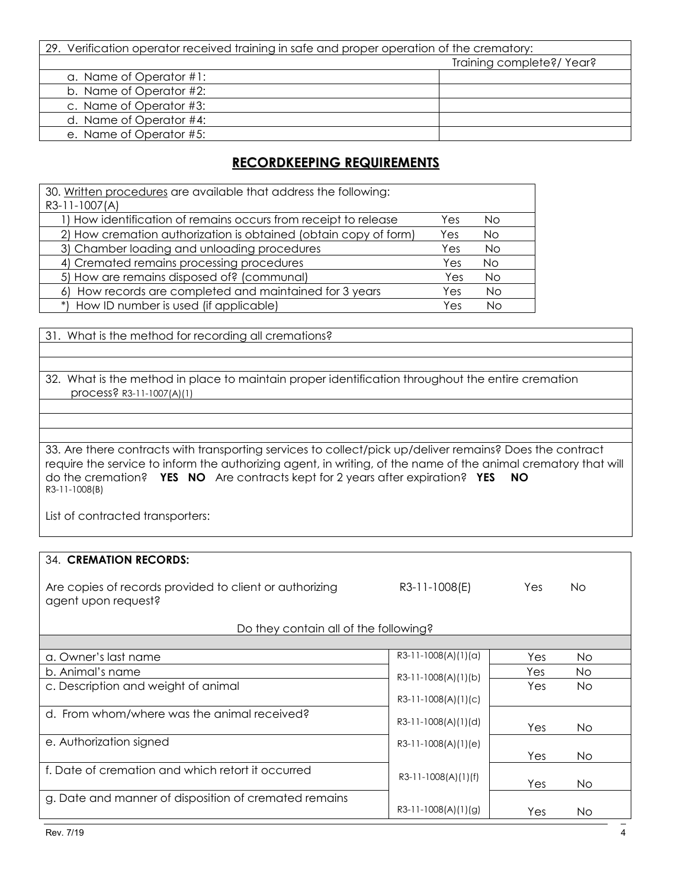| 29. Verification operator received training in safe and proper operation of the crematory: | |
|---|---|
| | Training complete?/ Year? |
| a. Name of Operator #1: | |
| b. Name of Operator #2: | |
| c. Name of Operator #3: | |
| d. Name of Operator #4: | |
| e. Name of Operator #5: | |

## RECORDKEEPING REQUIREMENTS

| 30. Written procedures are available that address the following: R3-11-1007(A) | | |
|---|---|---|
| 1) How identification of remains occurs from receipt to release | Yes | No |
| 2) How cremation authorization is obtained (obtain copy of form) | Yes | No |
| 3) Chamber loading and unloading procedures | Yes | No |
| 4) Cremated remains processing procedures | Yes | No |
| 5) How are remains disposed of? (communal) | Yes | No |
| 6) How records are completed and maintained for 3 years | Yes | No |
| *) How ID number is used (if applicable) | Yes | No |

31. What is the method for recording all cremations?

32. What is the method in place to maintain proper identification throughout the entire cremation process? R3-11-1007(A)(1)

33. Are there contracts with transporting services to collect/pick up/deliver remains? Does the contract require the service to inform the authorizing agent, in writing, of the name of the animal crematory that will do the cremation? **YES NO** Are contracts kept for 2 years after expiration? **YES NO**
R3-11-1008(B)

List of contracted transporters:

34. **CREMATION RECORDS:**

Are copies of records provided to client or authorizing agent upon request? R3-11-1008(E) Yes No

Do they contain all of the following?

| | | | |
|---|---|---|---|
| a. Owner's last name | R3-11-1008(A)(1)(a) | Yes | No |
| b. Animal's name | R3-11-1008(A)(1)(b) | Yes | No |
| c. Description and weight of animal | R3-11-1008(A)(1)(c) | Yes | No |
| d. From whom/where was the animal received? | R3-11-1008(A)(1)(d) | Yes | No |
| e. Authorization signed | R3-11-1008(A)(1)(e) | Yes | No |
| f. Date of cremation and which retort it occurred | R3-11-1008(A)(1)(f) | Yes | No |
| g. Date and manner of disposition of cremated remains | R3-11-1008(A)(1)(g) | Yes | No |

Rev. 7/19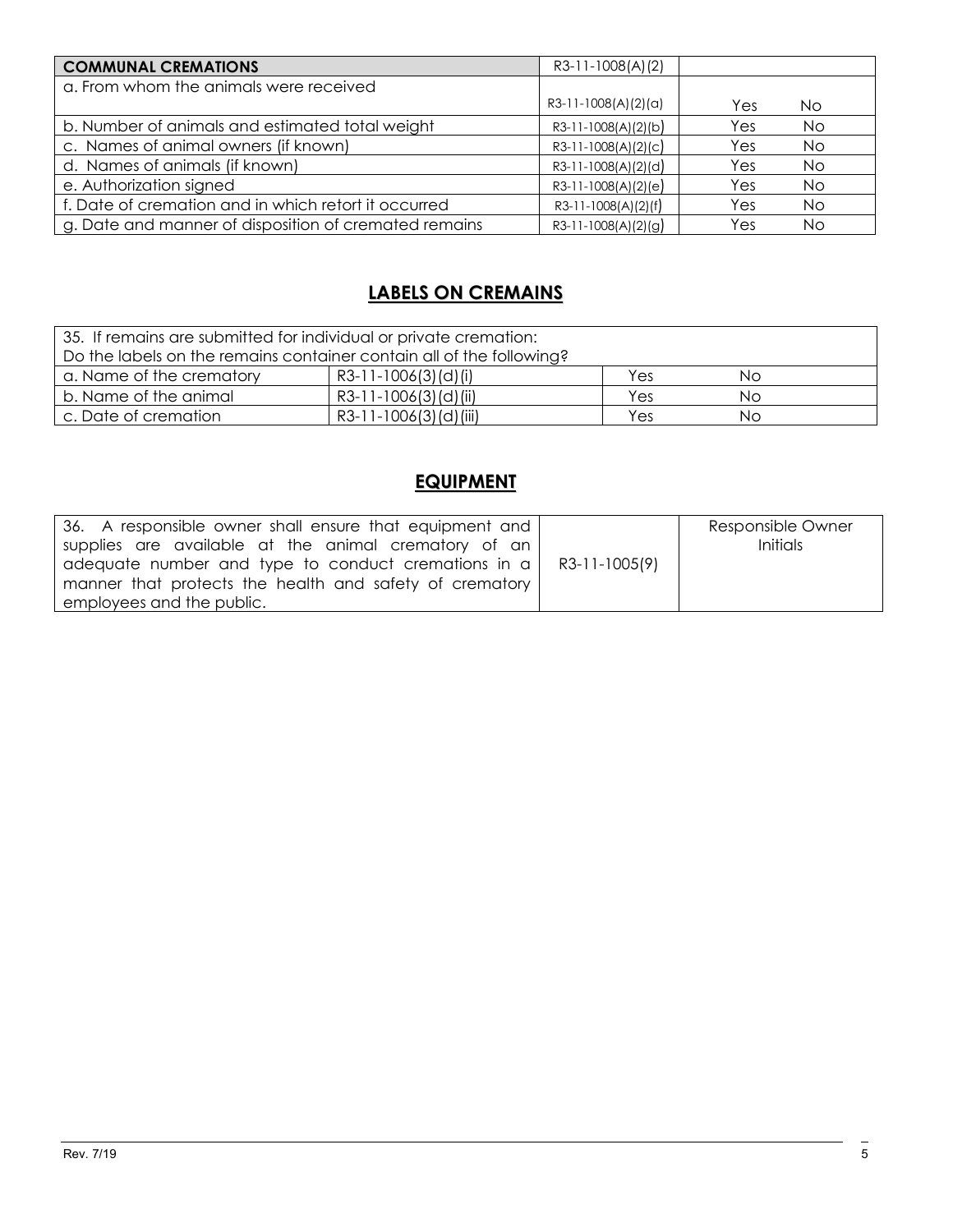| COMMUNAL CREMATIONS | R3-11-1008(A)(2) | | |
|---|---|---|---|
| a. From whom the animals were received | R3-11-1008(A)(2)(a) | Yes | No |
| b. Number of animals and estimated total weight | R3-11-1008(A)(2)(b) | Yes | No |
| c. Names of animal owners (if known) | R3-11-1008(A)(2)(c) | Yes | No |
| d. Names of animals (if known) | R3-11-1008(A)(2)(d) | Yes | No |
| e. Authorization signed | R3-11-1008(A)(2)(e) | Yes | No |
| f. Date of cremation and in which retort it occurred | R3-11-1008(A)(2)(f) | Yes | No |
| g. Date and manner of disposition of cremated remains | R3-11-1008(A)(2)(g) | Yes | No |

## LABELS ON CREMAINS

| 35. If remains are submitted for individual or private cremation: Do the labels on the remains container contain all of the following? | | | |
|---|---|---|---|
| a. Name of the crematory | R3-11-1006(3)(d)(i) | Yes | No |
| b. Name of the animal | R3-11-1006(3)(d)(ii) | Yes | No |
| c. Date of cremation | R3-11-1006(3)(d)(iii) | Yes | No |

## EQUIPMENT

| 36. A responsible owner shall ensure that equipment and supplies are available at the animal crematory of an adequate number and type to conduct cremations in a manner that protects the health and safety of crematory employees and the public. | R3-11-1005(9) | Responsible Owner Initials |
|---|---|---|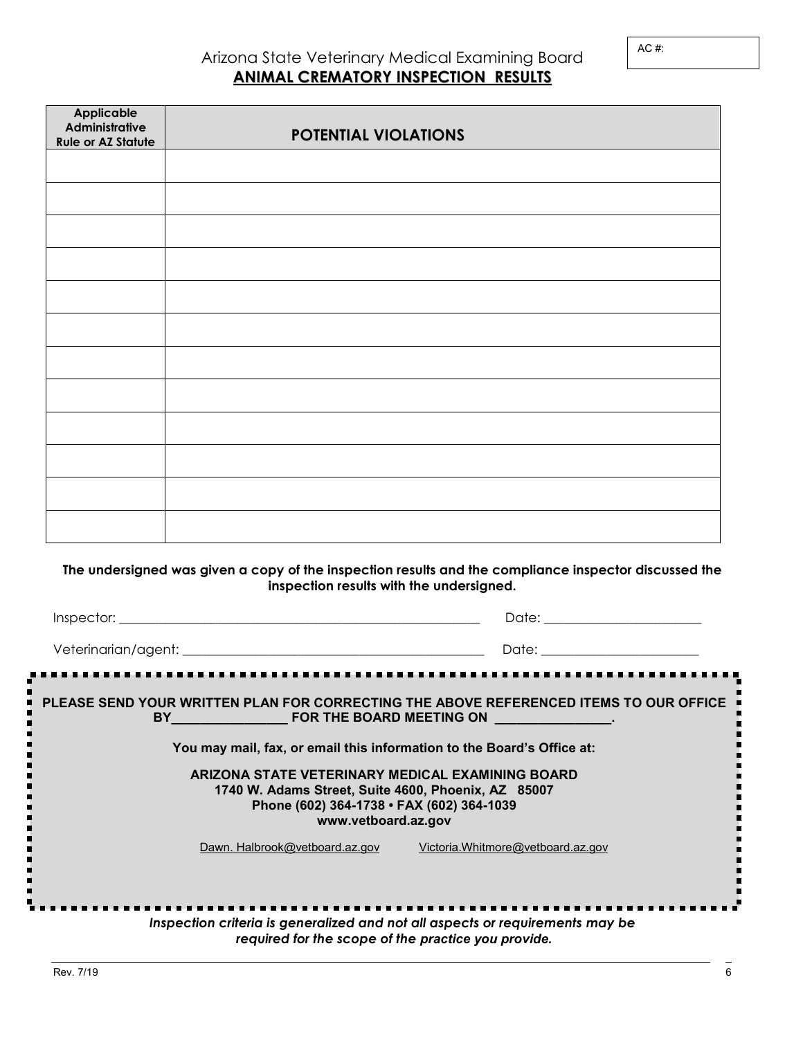AC #:

Arizona State Veterinary Medical Examining Board

## ANIMAL CREMATORY INSPECTION RESULTS

| Applicable Administrative Rule or AZ Statute | POTENTIAL VIOLATIONS |
|---|---|
| | |
| | |
| | |
| | |
| | |
| | |
| | |
| | |
| | |
| | |
| | |
| | |

**The undersigned was given a copy of the inspection results and the compliance inspector discussed the inspection results with the undersigned.**

Inspector: ______________________________________________________ Date: _______________________

Veterinarian/agent: ______________________________________________ Date: _______________________

**PLEASE SEND YOUR WRITTEN PLAN FOR CORRECTING THE ABOVE REFERENCED ITEMS TO OUR OFFICE BY________________ FOR THE BOARD MEETING ON ________________.**

**You may mail, fax, or email this information to the Board's Office at:**

**ARIZONA STATE VETERINARY MEDICAL EXAMINING BOARD**
**1740 W. Adams Street, Suite 4600, Phoenix, AZ 85007**
**Phone (602) 364-1738 • FAX (602) 364-1039**
**www.vetboard.az.gov**

Dawn. Halbrook@vetboard.az.gov Victoria.Whitmore@vetboard.az.gov

***Inspection criteria is generalized and not all aspects or requirements may be required for the scope of the practice you provide.***

Rev. 7/19